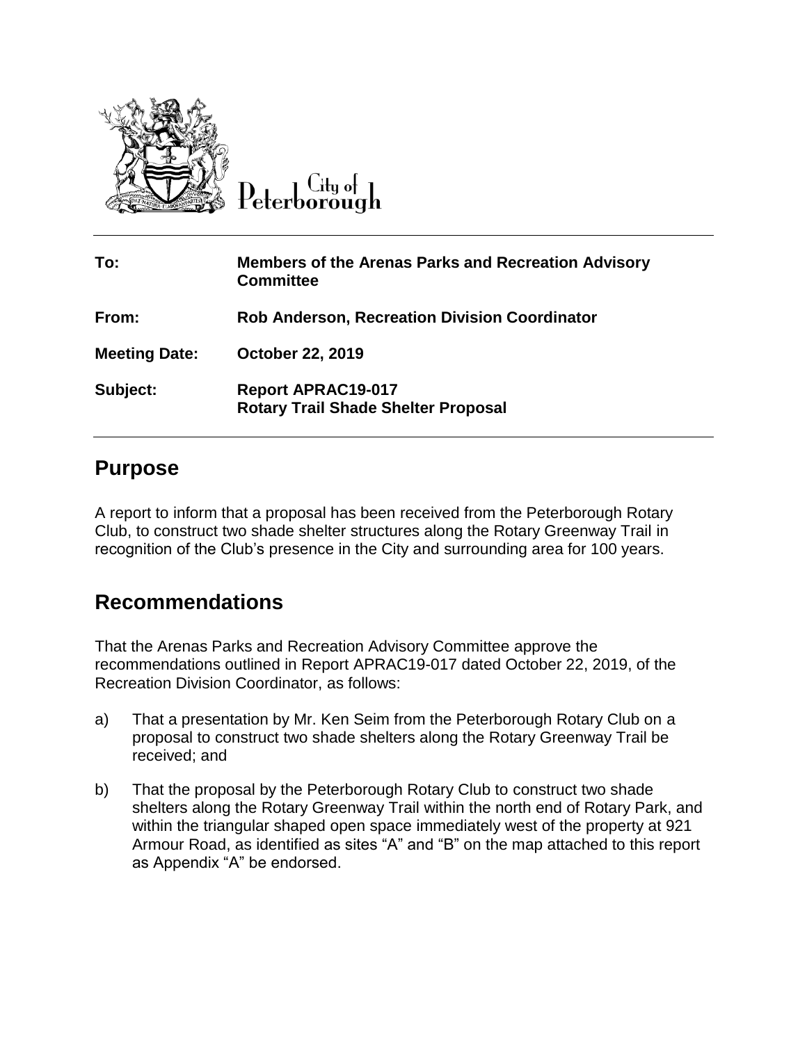City of Peterborough

| To: | Members of the Arenas Parks and Recreation Advisory Committee |
| --- | --- |
| From: | Rob Anderson, Recreation Division Coordinator |
| Meeting Date: | October 22, 2019 |
| Subject: | Report APRAC19-017 Rotary Trail Shade Shelter Proposal |

## Purpose

A report to inform that a proposal has been received from the Peterborough Rotary Club, to construct two shade shelter structures along the Rotary Greenway Trail in recognition of the Club's presence in the City and surrounding area for 100 years.

## Recommendations

That the Arenas Parks and Recreation Advisory Committee approve the recommendations outlined in Report APRAC19-017 dated October 22, 2019, of the Recreation Division Coordinator, as follows:

a) That a presentation by Mr. Ken Seim from the Peterborough Rotary Club on a proposal to construct two shade shelters along the Rotary Greenway Trail be received; and

b) That the proposal by the Peterborough Rotary Club to construct two shade shelters along the Rotary Greenway Trail within the north end of Rotary Park, and within the triangular shaped open space immediately west of the property at 921 Armour Road, as identified as sites "A" and "B" on the map attached to this report as Appendix "A" be endorsed.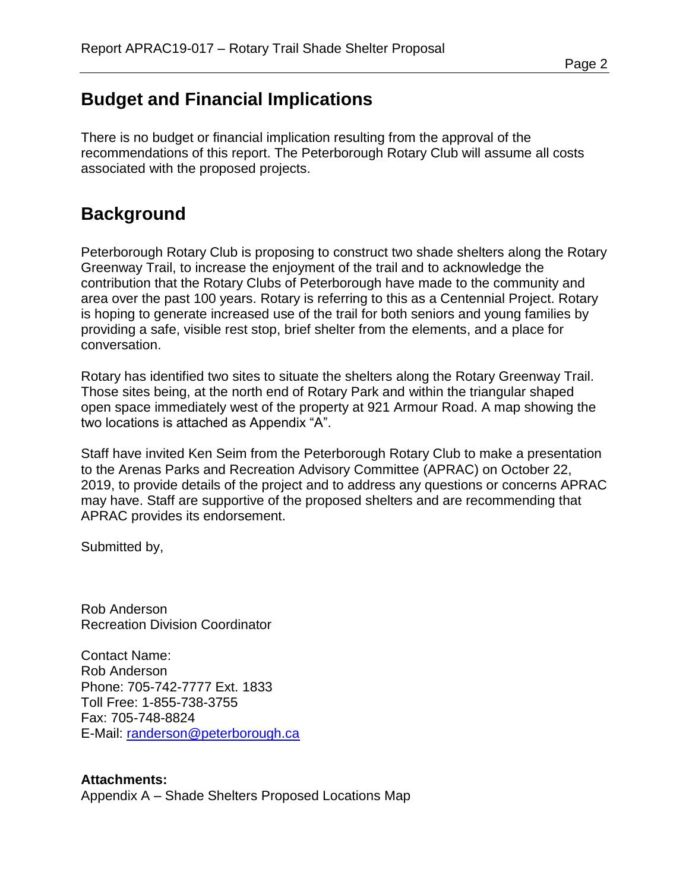## Budget and Financial Implications

There is no budget or financial implication resulting from the approval of the recommendations of this report. The Peterborough Rotary Club will assume all costs associated with the proposed projects.

## Background

Peterborough Rotary Club is proposing to construct two shade shelters along the Rotary Greenway Trail, to increase the enjoyment of the trail and to acknowledge the contribution that the Rotary Clubs of Peterborough have made to the community and area over the past 100 years. Rotary is referring to this as a Centennial Project. Rotary is hoping to generate increased use of the trail for both seniors and young families by providing a safe, visible rest stop, brief shelter from the elements, and a place for conversation.

Rotary has identified two sites to situate the shelters along the Rotary Greenway Trail. Those sites being, at the north end of Rotary Park and within the triangular shaped open space immediately west of the property at 921 Armour Road. A map showing the two locations is attached as Appendix "A".

Staff have invited Ken Seim from the Peterborough Rotary Club to make a presentation to the Arenas Parks and Recreation Advisory Committee (APRAC) on October 22, 2019, to provide details of the project and to address any questions or concerns APRAC may have. Staff are supportive of the proposed shelters and are recommending that APRAC provides its endorsement.

Submitted by,

Rob Anderson
Recreation Division Coordinator

Contact Name:
Rob Anderson
Phone: 705-742-7777 Ext. 1833
Toll Free: 1-855-738-3755
Fax: 705-748-8824
E-Mail: randerson@peterborough.ca

**Attachments:**
Appendix A – Shade Shelters Proposed Locations Map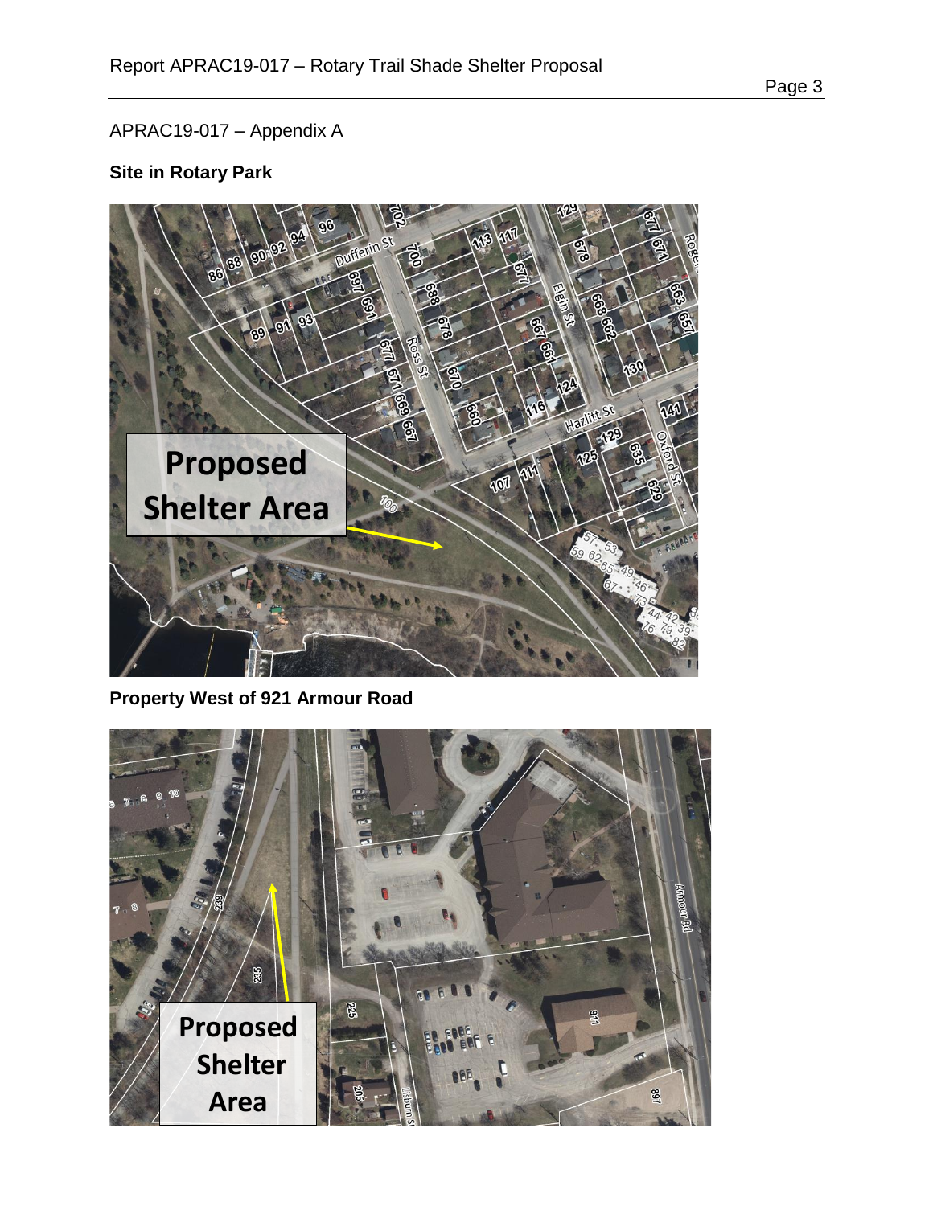APRAC19-017 – Appendix A

**Site in Rotary Park**

**Property West of 921 Armour Road**